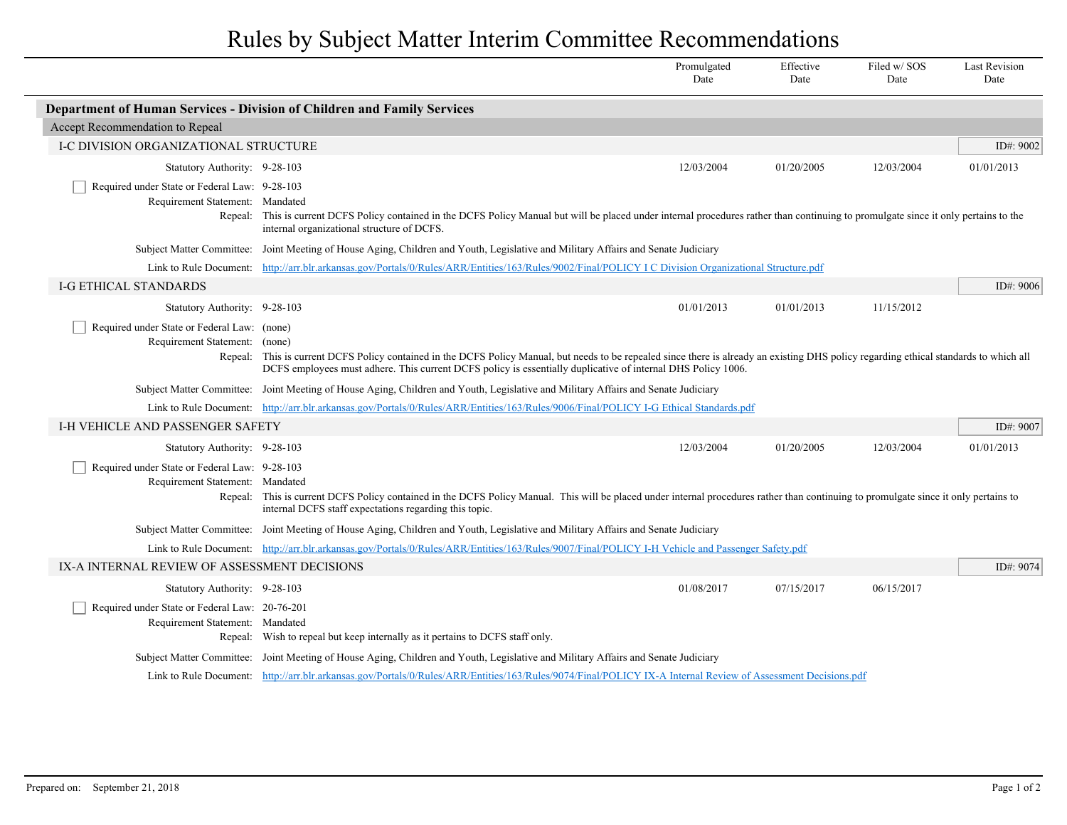# Rules by Subject Matter Interim Committee Recommendations

## Department of Human Services - Division of Children and Family Services

### Accept Recommendation to Repeal

#### I-C DIVISION ORGANIZATIONAL STRUCTURE

ID#: 9002

| | Promulgated Date | Effective Date | Filed w/ SOS Date | Last Revision Date |
|---|---|---|---|---|
| Statutory Authority: 9-28-103 | 12/03/2004 | 01/20/2005 | 12/03/2004 | 01/01/2013 |

- [ ] Required under State or Federal Law: 9-28-103

Requirement Statement: Mandated

Repeal: This is current DCFS Policy contained in the DCFS Policy Manual but will be placed under internal procedures rather than continuing to promulgate since it only pertains to the internal organizational structure of DCFS.

Subject Matter Committee: Joint Meeting of House Aging, Children and Youth, Legislative and Military Affairs and Senate Judiciary

Link to Rule Document: http://arr.blr.arkansas.gov/Portals/0/Rules/ARR/Entities/163/Rules/9002/Final/POLICY I C Division Organizational Structure.pdf

#### I-G ETHICAL STANDARDS

ID#: 9006

| | Promulgated Date | Effective Date | Filed w/ SOS Date | Last Revision Date |
|---|---|---|---|---|
| Statutory Authority: 9-28-103 | 01/01/2013 | 01/01/2013 | 11/15/2012 | |

- [ ] Required under State or Federal Law: (none)

Requirement Statement: (none)

Repeal: This is current DCFS Policy contained in the DCFS Policy Manual, but needs to be repealed since there is already an existing DHS policy regarding ethical standards to which all DCFS employees must adhere. This current DCFS policy is essentially duplicative of internal DHS Policy 1006.

Subject Matter Committee: Joint Meeting of House Aging, Children and Youth, Legislative and Military Affairs and Senate Judiciary

Link to Rule Document: http://arr.blr.arkansas.gov/Portals/0/Rules/ARR/Entities/163/Rules/9006/Final/POLICY I-G Ethical Standards.pdf

#### I-H VEHICLE AND PASSENGER SAFETY

ID#: 9007

| | Promulgated Date | Effective Date | Filed w/ SOS Date | Last Revision Date |
|---|---|---|---|---|
| Statutory Authority: 9-28-103 | 12/03/2004 | 01/20/2005 | 12/03/2004 | 01/01/2013 |

- [ ] Required under State or Federal Law: 9-28-103

Requirement Statement: Mandated

Repeal: This is current DCFS Policy contained in the DCFS Policy Manual. This will be placed under internal procedures rather than continuing to promulgate since it only pertains to internal DCFS staff expectations regarding this topic.

Subject Matter Committee: Joint Meeting of House Aging, Children and Youth, Legislative and Military Affairs and Senate Judiciary

Link to Rule Document: http://arr.blr.arkansas.gov/Portals/0/Rules/ARR/Entities/163/Rules/9007/Final/POLICY I-H Vehicle and Passenger Safety.pdf

#### IX-A INTERNAL REVIEW OF ASSESSMENT DECISIONS

ID#: 9074

| | Promulgated Date | Effective Date | Filed w/ SOS Date | Last Revision Date |
|---|---|---|---|---|
| Statutory Authority: 9-28-103 | 01/08/2017 | 07/15/2017 | 06/15/2017 | |

- [ ] Required under State or Federal Law: 20-76-201

Requirement Statement: Mandated

Repeal: Wish to repeal but keep internally as it pertains to DCFS staff only.

Subject Matter Committee: Joint Meeting of House Aging, Children and Youth, Legislative and Military Affairs and Senate Judiciary

Link to Rule Document: http://arr.blr.arkansas.gov/Portals/0/Rules/ARR/Entities/163/Rules/9074/Final/POLICY IX-A Internal Review of Assessment Decisions.pdf

Prepared on: September 21, 2018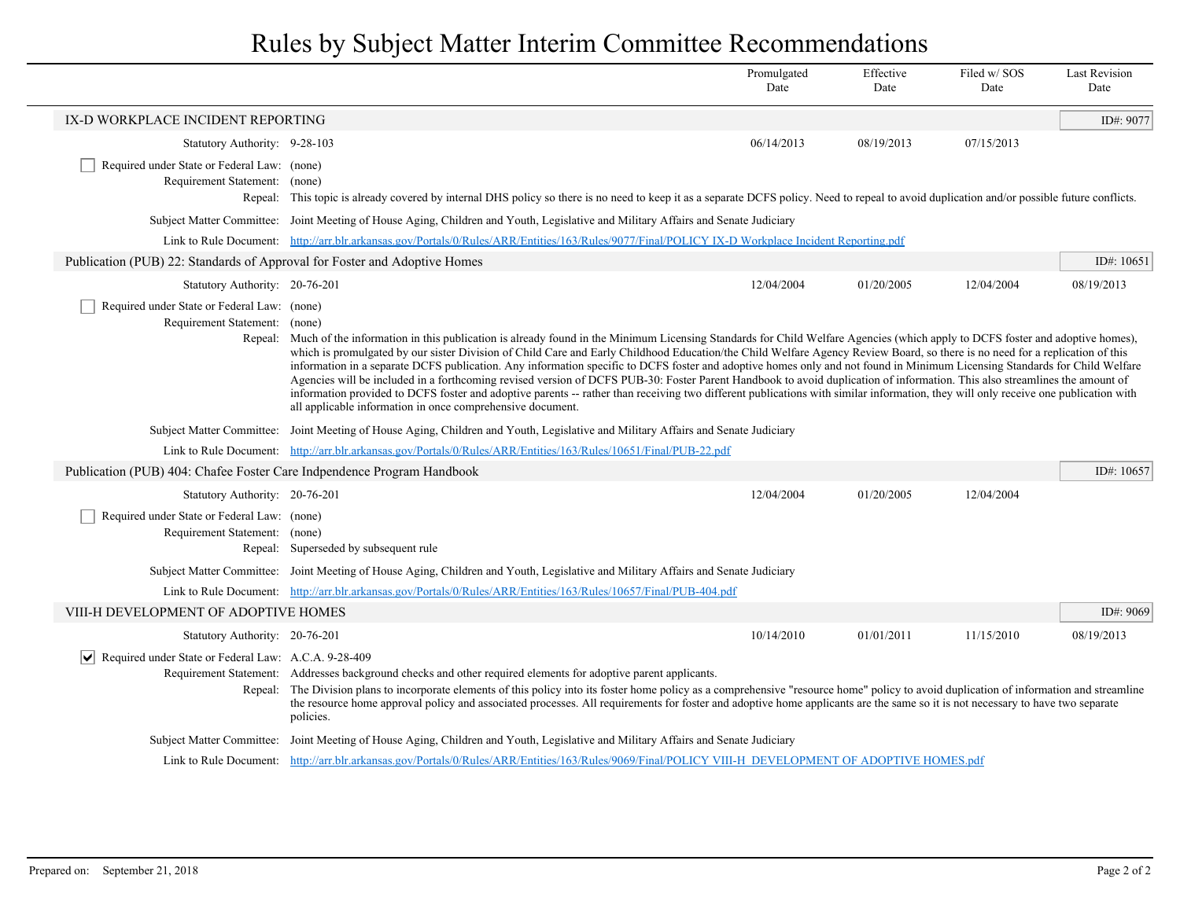# Rules by Subject Matter Interim Committee Recommendations

| | Promulgated Date | Effective Date | Filed w/ SOS Date | Last Revision Date |
|---|---|---|---|---|

## IX-D WORKPLACE INCIDENT REPORTING

ID#: 9077

| | Promulgated Date | Effective Date | Filed w/ SOS Date | Last Revision Date |
|---|---|---|---|---|
| Statutory Authority: 9-28-103 | 06/14/2013 | 08/19/2013 | 07/15/2013 | |

☐ Required under State or Federal Law: (none)

Requirement Statement: (none)

Repeal: This topic is already covered by internal DHS policy so there is no need to keep it as a separate DCFS policy. Need to repeal to avoid duplication and/or possible future conflicts.

Subject Matter Committee: Joint Meeting of House Aging, Children and Youth, Legislative and Military Affairs and Senate Judiciary

Link to Rule Document: http://arr.blr.arkansas.gov/Portals/0/Rules/ARR/Entities/163/Rules/9077/Final/POLICY IX-D Workplace Incident Reporting.pdf

## Publication (PUB) 22: Standards of Approval for Foster and Adoptive Homes

ID#: 10651

| | Promulgated Date | Effective Date | Filed w/ SOS Date | Last Revision Date |
|---|---|---|---|---|
| Statutory Authority: 20-76-201 | 12/04/2004 | 01/20/2005 | 12/04/2004 | 08/19/2013 |

☐ Required under State or Federal Law: (none)

Requirement Statement: (none)

Repeal: Much of the information in this publication is already found in the Minimum Licensing Standards for Child Welfare Agencies (which apply to DCFS foster and adoptive homes), which is promulgated by our sister Division of Child Care and Early Childhood Education/the Child Welfare Agency Review Board, so there is no need for a replication of this information in a separate DCFS publication. Any information specific to DCFS foster and adoptive homes only and not found in Minimum Licensing Standards for Child Welfare Agencies will be included in a forthcoming revised version of DCFS PUB-30: Foster Parent Handbook to avoid duplication of information. This also streamlines the amount of information provided to DCFS foster and adoptive parents -- rather than receiving two different publications with similar information, they will only receive one publication with all applicable information in once comprehensive document.

Subject Matter Committee: Joint Meeting of House Aging, Children and Youth, Legislative and Military Affairs and Senate Judiciary

Link to Rule Document: http://arr.blr.arkansas.gov/Portals/0/Rules/ARR/Entities/163/Rules/10651/Final/PUB-22.pdf

## Publication (PUB) 404: Chafee Foster Care Indpendence Program Handbook

ID#: 10657

| | Promulgated Date | Effective Date | Filed w/ SOS Date | Last Revision Date |
|---|---|---|---|---|
| Statutory Authority: 20-76-201 | 12/04/2004 | 01/20/2005 | 12/04/2004 | |

☐ Required under State or Federal Law: (none)

Requirement Statement: (none)

Repeal: Superseded by subsequent rule

Subject Matter Committee: Joint Meeting of House Aging, Children and Youth, Legislative and Military Affairs and Senate Judiciary

Link to Rule Document: http://arr.blr.arkansas.gov/Portals/0/Rules/ARR/Entities/163/Rules/10657/Final/PUB-404.pdf

## VIII-H DEVELOPMENT OF ADOPTIVE HOMES

ID#: 9069

| | Promulgated Date | Effective Date | Filed w/ SOS Date | Last Revision Date |
|---|---|---|---|---|
| Statutory Authority: 20-76-201 | 10/14/2010 | 01/01/2011 | 11/15/2010 | 08/19/2013 |

☑ Required under State or Federal Law: A.C.A. 9-28-409

Requirement Statement: Addresses background checks and other required elements for adoptive parent applicants.

Repeal: The Division plans to incorporate elements of this policy into its foster home policy as a comprehensive "resource home" policy to avoid duplication of information and streamline the resource home approval policy and associated processes. All requirements for foster and adoptive home applicants are the same so it is not necessary to have two separate policies.

Subject Matter Committee: Joint Meeting of House Aging, Children and Youth, Legislative and Military Affairs and Senate Judiciary

Link to Rule Document: http://arr.blr.arkansas.gov/Portals/0/Rules/ARR/Entities/163/Rules/9069/Final/POLICY VIII-H_DEVELOPMENT OF ADOPTIVE HOMES.pdf

Prepared on: September 21, 2018